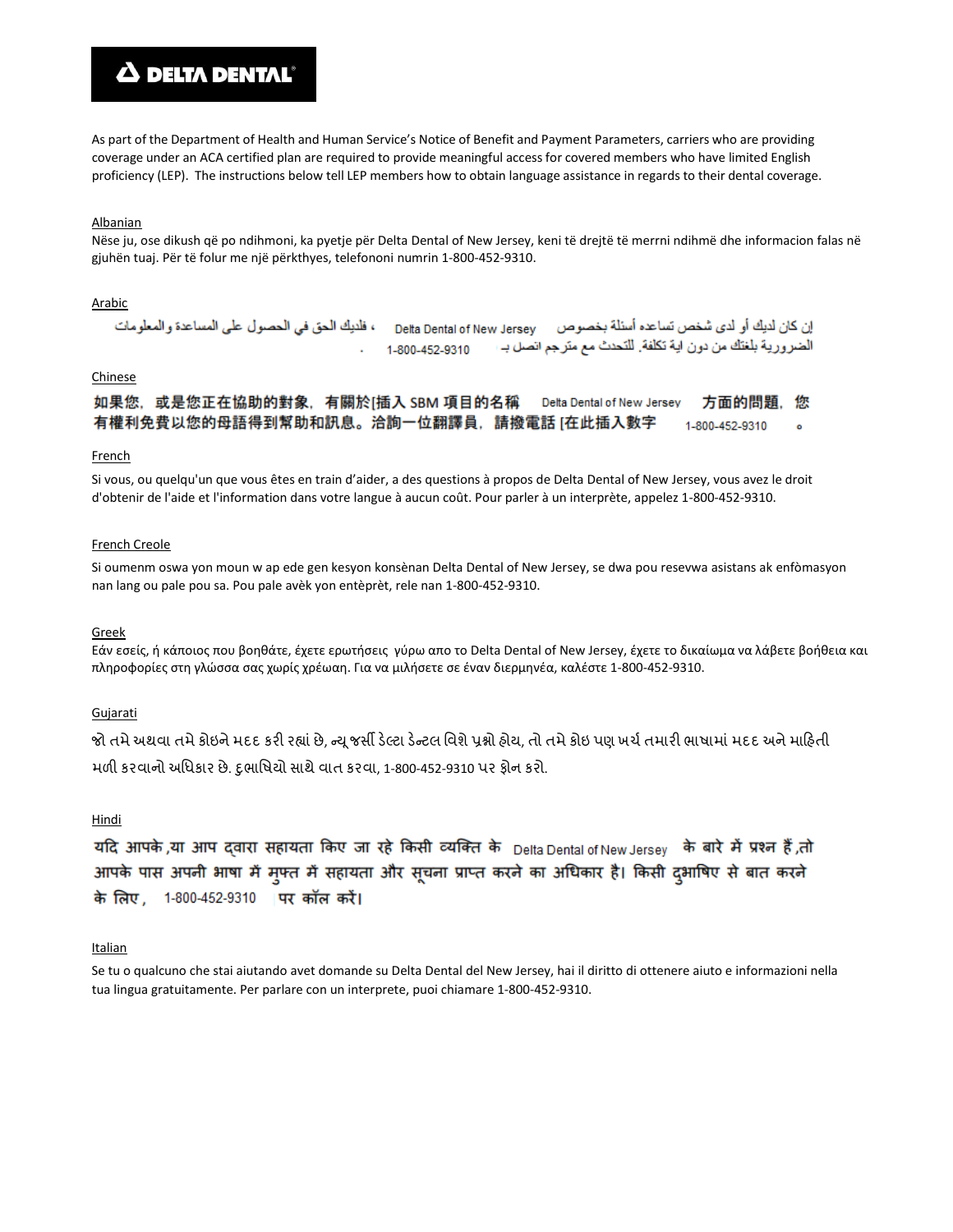**DELTA DENTAL**

As part of the Department of Health and Human Service's Notice of Benefit and Payment Parameters, carriers who are providing coverage under an ACA certified plan are required to provide meaningful access for covered members who have limited English proficiency (LEP). The instructions below tell LEP members how to obtain language assistance in regards to their dental coverage.

Albanian

Nëse ju, ose dikush që po ndihmoni, ka pyetje për Delta Dental of New Jersey, keni të drejtë të merrni ndihmë dhe informacion falas në gjuhën tuaj. Për të folur me një përkthyes, telefononi numrin 1-800-452-9310.

Arabic

إن كان لديك أو لدى شخص تساعده أسئلة بخصوص Delta Dental of New Jersey ، فلديك الحق في الحصول على المساعدة والمعلومات الضرورية بلغتك من دون اية تكلفة. للتحدث مع مترجم اتصل بـ 1-800-452-9310 .

Chinese

如果您，或是您正在協助的對象，有關於[插入 SBM 項目的名稱 Delta Dental of New Jersey 方面的問題，您有權利免費以您的母語得到幫助和訊息。洽詢一位翻譯員，請撥電話 [在此插入數字 1-800-452-9310 。

French

Si vous, ou quelqu'un que vous êtes en train d'aider, a des questions à propos de Delta Dental of New Jersey, vous avez le droit d'obtenir de l'aide et l'information dans votre langue à aucun coût. Pour parler à un interprète, appelez 1-800-452-9310.

French Creole

Si oumenm oswa yon moun w ap ede gen kesyon konsènan Delta Dental of New Jersey, se dwa pou resevwa asistans ak enfòmasyon nan lang ou pale pou sa. Pou pale avèk yon entèprèt, rele nan 1-800-452-9310.

Greek

Εάν εσείς, ή κάποιος που βοηθάτε, έχετε ερωτήσεις γύρω απο το Delta Dental of New Jersey, έχετε το δικαίωμα να λάβετε βοήθεια και πληροφορίες στη γλώσσα σας χωρίς χρέωαη. Για να μιλήσετε σε έναν διερμηνέα, καλέστε 1-800-452-9310.

Gujarati

જો તમે અથવા તમે કોઇને મદદ કરી રહ્યાં છે, ન્યૂ જર્સી ડેલ્ટા ડેન્ટલ વિશે પ્રશ્નો હોય, તો તમે કોઇ પણ ખર્ચ તમારી ભાષામાં મદદ અને માહિતી મળી કરવાનો અધિકાર છે. દુભાષિયો સાથે વાત કરવા, 1-800-452-9310 પર ફોન કરો.

Hindi

यदि आपके ,या आप द्वारा सहायता किए जा रहे किसी व्यक्ति के Delta Dental of New Jersey के बारे में प्रश्न हैं ,तो आपके पास अपनी भाषा में मुफ्त में सहायता और सूचना प्राप्त करने का अधिकार है। किसी दुभाषिए से बात करने के लिए, 1-800-452-9310 पर कॉल करें।

Italian

Se tu o qualcuno che stai aiutando avet domande su Delta Dental del New Jersey, hai il diritto di ottenere aiuto e informazioni nella tua lingua gratuitamente. Per parlare con un interprete, puoi chiamare 1-800-452-9310.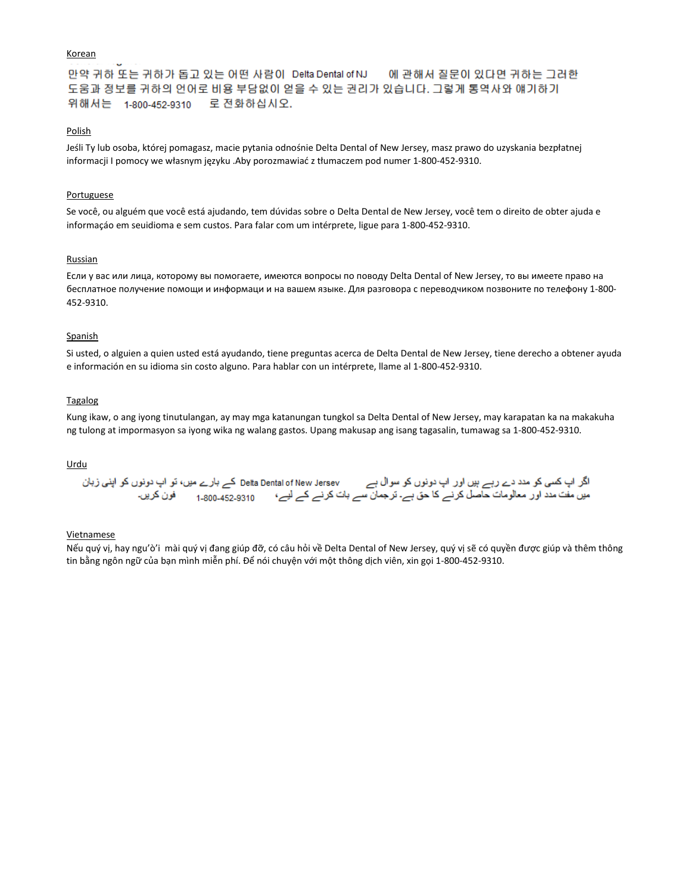Korean

만약 귀하 또는 귀하가 돕고 있는 어떤 사람이 Delta Dental of NJ 에 관해서 질문이 있다면 귀하는 그러한 도움과 정보를 귀하의 언어로 비용 부담없이 얻을 수 있는 권리가 있습니다. 그렇게 통역사와 얘기하기 위해서는 1-800-452-9310 로 전화하십시오.

Polish

Jeśli Ty lub osoba, której pomagasz, macie pytania odnośnie Delta Dental of New Jersey, masz prawo do uzyskania bezpłatnej informacji I pomocy we własnym języku .Aby porozmawiać z tłumaczem pod numer 1-800-452-9310.

Portuguese

Se você, ou alguém que você está ajudando, tem dúvidas sobre o Delta Dental de New Jersey, você tem o direito de obter ajuda e informaçáo em seuidioma e sem custos. Para falar com um intérprete, ligue para 1-800-452-9310.

Russian

Если у вас или лица, которому вы помогаете, имеются вопросы по поводу Delta Dental of New Jersey, то вы имеете право на бесплатное получение помощи и информаци и на вашем языке. Для разговора с переводчиком позвоните по телефону 1-800-452-9310.

Spanish

Si usted, o alguien a quien usted está ayudando, tiene preguntas acerca de Delta Dental de New Jersey, tiene derecho a obtener ayuda e información en su idioma sin costo alguno. Para hablar con un intérprete, llame al 1-800-452-9310.

Tagalog

Kung ikaw, o ang iyong tinutulangan, ay may mga katanungan tungkol sa Delta Dental of New Jersey, may karapatan ka na makakuha ng tulong at impormasyon sa iyong wika ng walang gastos. Upang makusap ang isang tagasalin, tumawag sa 1-800-452-9310.

Urdu

اگر اپ کسی کو مدد دے رہے ہیں اور اپ دونوں کو سوال ہے Delta Dental of New Jersev کے بارے میں، تو اپ دونوں کو اپنی زبان میں مفت مدد اور معالومات حاصل کرنے کا حق ہے۔ ترجمان سے بات کرنے کے لیے، 1-800-452-9310 فون کریں۔

Vietnamese

Nếu quý vị, hay ngư'ờ'i mài quý vị đang giúp đỡ, có câu hỏi về Delta Dental of New Jersey, quý vị sẽ có quyền được giúp và thêm thông tin bằng ngôn ngữ của bạn mình miễn phí. Để nói chuyện với một thông dịch viên, xin gọi 1-800-452-9310.